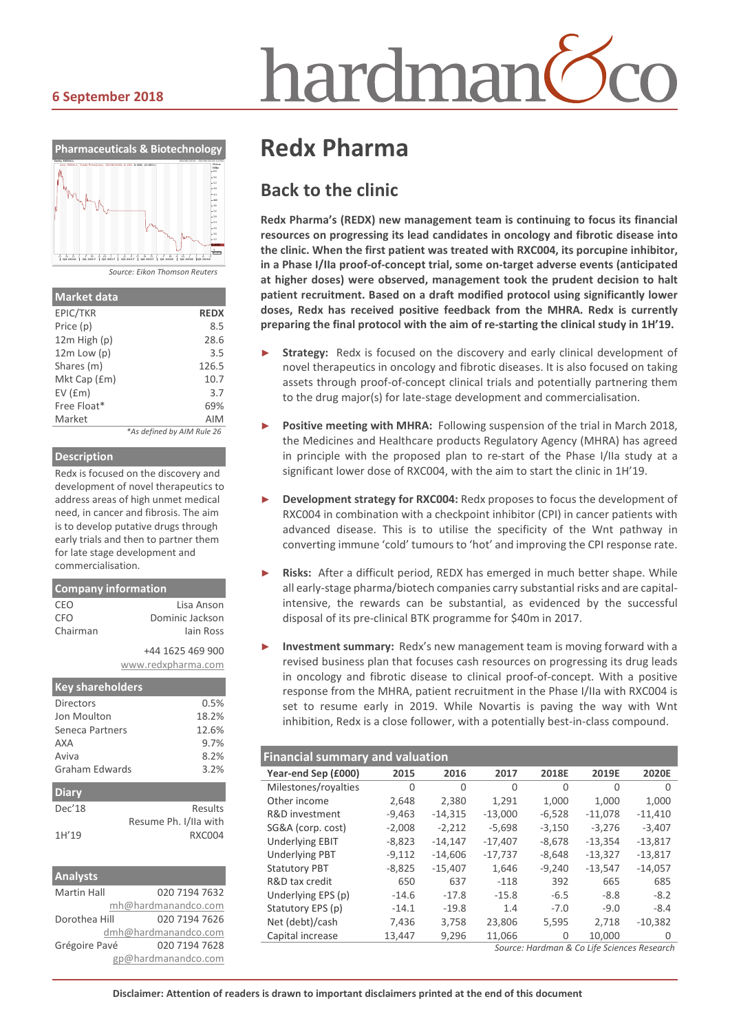6 September 2018

# Redx Pharma

## Back to the clinic

**Redx Pharma's (REDX) new management team is continuing to focus its financial resources on progressing its lead candidates in oncology and fibrotic disease into the clinic. When the first patient was treated with RXC004, its porcupine inhibitor, in a Phase I/IIa proof-of-concept trial, some on-target adverse events (anticipated at higher doses) were observed, management took the prudent decision to halt patient recruitment. Based on a draft modified protocol using significantly lower doses, Redx has received positive feedback from the MHRA. Redx is currently preparing the final protocol with the aim of re-starting the clinical study in 1H'19.**

- **Strategy:** Redx is focused on the discovery and early clinical development of novel therapeutics in oncology and fibrotic diseases. It is also focused on taking assets through proof-of-concept clinical trials and potentially partnering them to the drug major(s) for late-stage development and commercialisation.
- **Positive meeting with MHRA:** Following suspension of the trial in March 2018, the Medicines and Healthcare products Regulatory Agency (MHRA) has agreed in principle with the proposed plan to re-start of the Phase I/IIa study at a significant lower dose of RXC004, with the aim to start the clinic in 1H'19.
- **Development strategy for RXC004:** Redx proposes to focus the development of RXC004 in combination with a checkpoint inhibitor (CPI) in cancer patients with advanced disease. This is to utilise the specificity of the Wnt pathway in converting immune 'cold' tumours to 'hot' and improving the CPI response rate.
- **Risks:** After a difficult period, REDX has emerged in much better shape. While all early-stage pharma/biotech companies carry substantial risks and are capital-intensive, the rewards can be substantial, as evidenced by the successful disposal of its pre-clinical BTK programme for $40m in 2017.
- **Investment summary:** Redx's new management team is moving forward with a revised business plan that focuses cash resources on progressing its drug leads in oncology and fibrotic disease to clinical proof-of-concept. With a positive response from the MHRA, patient recruitment in the Phase I/IIa with RXC004 is set to resume early in 2019. While Novartis is paving the way with Wnt inhibition, Redx is a close follower, with a potentially best-in-class compound.

### Financial summary and valuation

| Year-end Sep (£000) | 2015 | 2016 | 2017 | 2018E | 2019E | 2020E |
|---|---|---|---|---|---|---|
| Milestones/royalties | 0 | 0 | 0 | 0 | 0 | 0 |
| Other income | 2,648 | 2,380 | 1,291 | 1,000 | 1,000 | 1,000 |
| R&D investment | -9,463 | -14,315 | -13,000 | -6,528 | -11,078 | -11,410 |
| SG&A (corp. cost) | -2,008 | -2,212 | -5,698 | -3,150 | -3,276 | -3,407 |
| Underlying EBIT | -8,823 | -14,147 | -17,407 | -8,678 | -13,354 | -13,817 |
| Underlying PBT | -9,112 | -14,606 | -17,737 | -8,648 | -13,327 | -13,817 |
| Statutory PBT | -8,825 | -15,407 | 1,646 | -9,240 | -13,547 | -14,057 |
| R&D tax credit | 650 | 637 | -118 | 392 | 665 | 685 |
| Underlying EPS (p) | -14.6 | -17.8 | -15.8 | -6.5 | -8.8 | -8.2 |
| Statutory EPS (p) | -14.1 | -19.8 | 1.4 | -7.0 | -9.0 | -8.4 |
| Net (debt)/cash | 7,436 | 3,758 | 23,806 | 5,595 | 2,718 | -10,382 |
| Capital increase | 13,447 | 9,296 | 11,066 | 0 | 10,000 | 0 |

*Source: Hardman & Co Life Sciences Research*

---

**Pharmaceuticals & Biotechnology**

*Source: Eikon Thomson Reuters*

### Market data

| | |
|---|---|
| EPIC/TKR | **REDX** |
| Price (p) | 8.5 |
| 12m High (p) | 28.6 |
| 12m Low (p) | 3.5 |
| Shares (m) | 126.5 |
| Mkt Cap (£m) | 10.7 |
| EV (£m) | 3.7 |
| Free Float* | 69% |
| Market | AIM |

*\*As defined by AIM Rule 26*

### Description

Redx is focused on the discovery and development of novel therapeutics to address areas of high unmet medical need, in cancer and fibrosis. The aim is to develop putative drugs through early trials and then to partner them for late stage development and commercialisation.

### Company information

| | |
|---|---|
| CEO | Lisa Anson |
| CFO | Dominic Jackson |
| Chairman | Iain Ross |

+44 1625 469 900
www.redxpharma.com

### Key shareholders

| | |
|---|---|
| Directors | 0.5% |
| Jon Moulton | 18.2% |
| Seneca Partners | 12.6% |
| AXA | 9.7% |
| Aviva | 8.2% |
| Graham Edwards | 3.2% |

### Diary

| | |
|---|---|
| Dec'18 | Results |
| 1H'19 | Resume Ph. I/IIa with RXC004 |

### Analysts

| | |
|---|---|
| Martin Hall | 020 7194 7632 |
| | mh@hardmanandco.com |
| Dorothea Hill | 020 7194 7626 |
| | dmh@hardmanandco.com |
| Grégoire Pavé | 020 7194 7628 |
| | gp@hardmanandco.com |

**Disclaimer: Attention of readers is drawn to important disclaimers printed at the end of this document**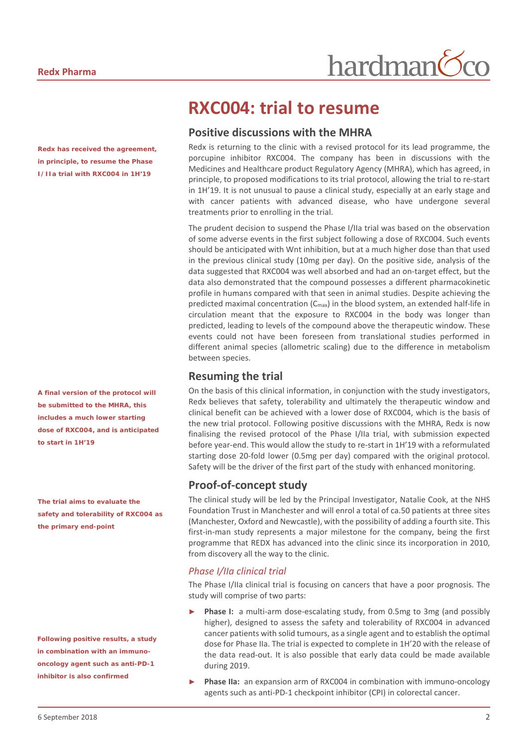# RXC004: trial to resume

## Positive discussions with the MHRA

**Redx has received the agreement, in principle, to resume the Phase I/IIa trial with RXC004 in 1H'19**

Redx is returning to the clinic with a revised protocol for its lead programme, the porcupine inhibitor RXC004. The company has been in discussions with the Medicines and Healthcare product Regulatory Agency (MHRA), which has agreed, in principle, to proposed modifications to its trial protocol, allowing the trial to re-start in 1H'19. It is not unusual to pause a clinical study, especially at an early stage and with cancer patients with advanced disease, who have undergone several treatments prior to enrolling in the trial.

The prudent decision to suspend the Phase I/IIa trial was based on the observation of some adverse events in the first subject following a dose of RXC004. Such events should be anticipated with Wnt inhibition, but at a much higher dose than that used in the previous clinical study (10mg per day). On the positive side, analysis of the data suggested that RXC004 was well absorbed and had an on-target effect, but the data also demonstrated that the compound possesses a different pharmacokinetic profile in humans compared with that seen in animal studies. Despite achieving the predicted maximal concentration ($C_{max}$) in the blood system, an extended half-life in circulation meant that the exposure to RXC004 in the body was longer than predicted, leading to levels of the compound above the therapeutic window. These events could not have been foreseen from translational studies performed in different animal species (allometric scaling) due to the difference in metabolism between species.

## Resuming the trial

**A final version of the protocol will be submitted to the MHRA, this includes a much lower starting dose of RXC004, and is anticipated to start in 1H'19**

On the basis of this clinical information, in conjunction with the study investigators, Redx believes that safety, tolerability and ultimately the therapeutic window and clinical benefit can be achieved with a lower dose of RXC004, which is the basis of the new trial protocol. Following positive discussions with the MHRA, Redx is now finalising the revised protocol of the Phase I/IIa trial, with submission expected before year-end. This would allow the study to re-start in 1H'19 with a reformulated starting dose 20-fold lower (0.5mg per day) compared with the original protocol. Safety will be the driver of the first part of the study with enhanced monitoring.

## Proof-of-concept study

**The trial aims to evaluate the safety and tolerability of RXC004 as the primary end-point**

The clinical study will be led by the Principal Investigator, Natalie Cook, at the NHS Foundation Trust in Manchester and will enrol a total of ca.50 patients at three sites (Manchester, Oxford and Newcastle), with the possibility of adding a fourth site. This first-in-man study represents a major milestone for the company, being the first programme that REDX has advanced into the clinic since its incorporation in 2010, from discovery all the way to the clinic.

### *Phase I/IIa clinical trial*

The Phase I/IIa clinical trial is focusing on cancers that have a poor prognosis. The study will comprise of two parts:

**Following positive results, a study in combination with an immuno-oncology agent such as anti-PD-1 inhibitor is also confirmed**

- **Phase I:** a multi-arm dose-escalating study, from 0.5mg to 3mg (and possibly higher), designed to assess the safety and tolerability of RXC004 in advanced cancer patients with solid tumours, as a single agent and to establish the optimal dose for Phase IIa. The trial is expected to complete in 1H'20 with the release of the data read-out. It is also possible that early data could be made available during 2019.
- **Phase IIa:** an expansion arm of RXC004 in combination with immuno-oncology agents such as anti-PD-1 checkpoint inhibitor (CPI) in colorectal cancer.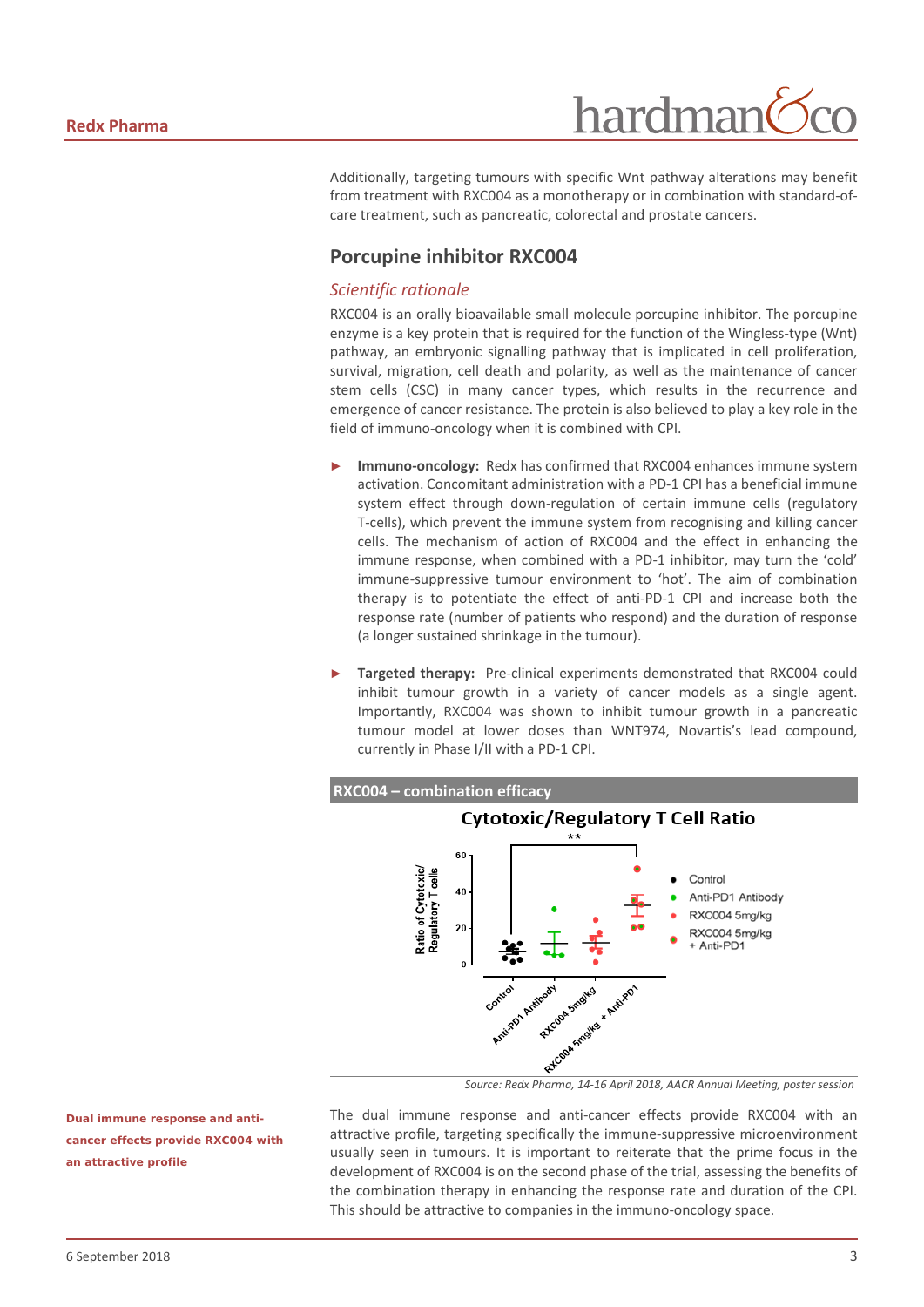Additionally, targeting tumours with specific Wnt pathway alterations may benefit from treatment with RXC004 as a monotherapy or in combination with standard-of-care treatment, such as pancreatic, colorectal and prostate cancers.

## Porcupine inhibitor RXC004

### *Scientific rationale*

RXC004 is an orally bioavailable small molecule porcupine inhibitor. The porcupine enzyme is a key protein that is required for the function of the Wingless-type (Wnt) pathway, an embryonic signalling pathway that is implicated in cell proliferation, survival, migration, cell death and polarity, as well as the maintenance of cancer stem cells (CSC) in many cancer types, which results in the recurrence and emergence of cancer resistance. The protein is also believed to play a key role in the field of immuno-oncology when it is combined with CPI.

- **Immuno-oncology:** Redx has confirmed that RXC004 enhances immune system activation. Concomitant administration with a PD-1 CPI has a beneficial immune system effect through down-regulation of certain immune cells (regulatory T-cells), which prevent the immune system from recognising and killing cancer cells. The mechanism of action of RXC004 and the effect in enhancing the immune response, when combined with a PD-1 inhibitor, may turn the 'cold' immune-suppressive tumour environment to 'hot'. The aim of combination therapy is to potentiate the effect of anti-PD-1 CPI and increase both the response rate (number of patients who respond) and the duration of response (a longer sustained shrinkage in the tumour).
- **Targeted therapy:** Pre-clinical experiments demonstrated that RXC004 could inhibit tumour growth in a variety of cancer models as a single agent. Importantly, RXC004 was shown to inhibit tumour growth in a pancreatic tumour model at lower doses than WNT974, Novartis's lead compound, currently in Phase I/II with a PD-1 CPI.

**RXC004 – combination efficacy**

*Source: Redx Pharma, 14-16 April 2018, AACR Annual Meeting, poster session*

**Dual immune response and anti-cancer effects provide RXC004 with an attractive profile**

The dual immune response and anti-cancer effects provide RXC004 with an attractive profile, targeting specifically the immune-suppressive microenvironment usually seen in tumours. It is important to reiterate that the prime focus in the development of RXC004 is on the second phase of the trial, assessing the benefits of the combination therapy in enhancing the response rate and duration of the CPI. This should be attractive to companies in the immuno-oncology space.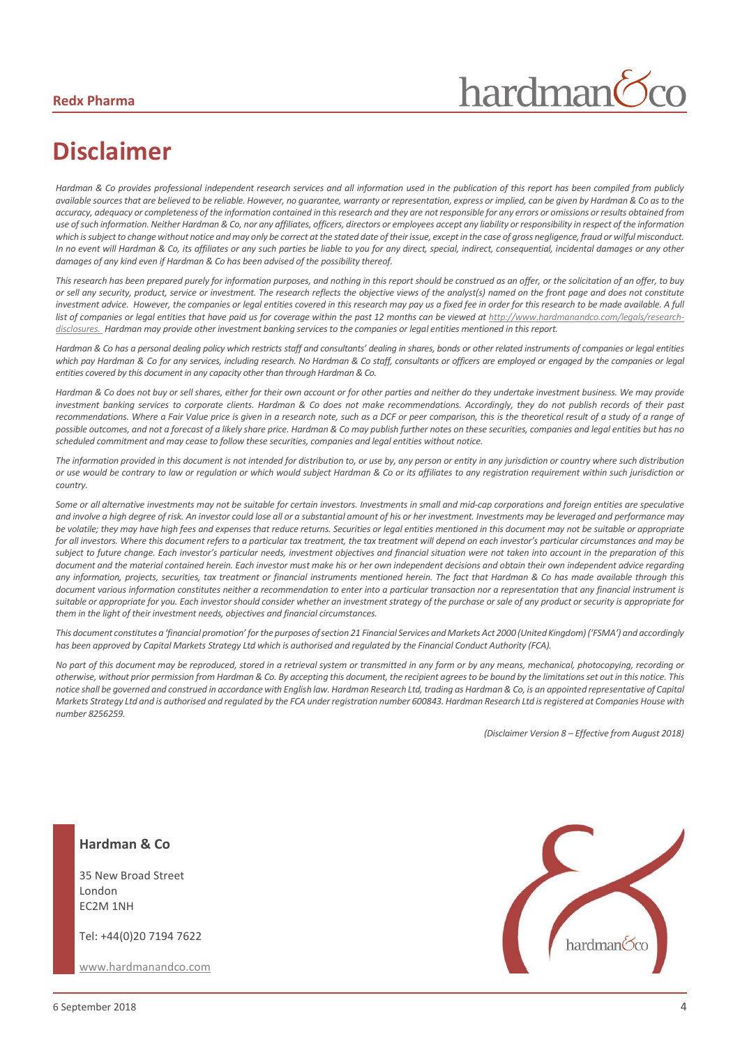# Disclaimer

*Hardman & Co provides professional independent research services and all information used in the publication of this report has been compiled from publicly available sources that are believed to be reliable. However, no guarantee, warranty or representation, express or implied, can be given by Hardman & Co as to the accuracy, adequacy or completeness of the information contained in this research and they are not responsible for any errors or omissions or results obtained from use of such information. Neither Hardman & Co, nor any affiliates, officers, directors or employees accept any liability or responsibility in respect of the information which is subject to change without notice and may only be correct at the stated date of their issue, except in the case of gross negligence, fraud or wilful misconduct. In no event will Hardman & Co, its affiliates or any such parties be liable to you for any direct, special, indirect, consequential, incidental damages or any other damages of any kind even if Hardman & Co has been advised of the possibility thereof.*

*This research has been prepared purely for information purposes, and nothing in this report should be construed as an offer, or the solicitation of an offer, to buy or sell any security, product, service or investment. The research reflects the objective views of the analyst(s) named on the front page and does not constitute investment advice. However, the companies or legal entities covered in this research may pay us a fixed fee in order for this research to be made available. A full list of companies or legal entities that have paid us for coverage within the past 12 months can be viewed at http://www.hardmanandco.com/legals/research-disclosures. Hardman may provide other investment banking services to the companies or legal entities mentioned in this report.*

*Hardman & Co has a personal dealing policy which restricts staff and consultants' dealing in shares, bonds or other related instruments of companies or legal entities which pay Hardman & Co for any services, including research. No Hardman & Co staff, consultants or officers are employed or engaged by the companies or legal entities covered by this document in any capacity other than through Hardman & Co.*

*Hardman & Co does not buy or sell shares, either for their own account or for other parties and neither do they undertake investment business. We may provide investment banking services to corporate clients. Hardman & Co does not make recommendations. Accordingly, they do not publish records of their past recommendations. Where a Fair Value price is given in a research note, such as a DCF or peer comparison, this is the theoretical result of a study of a range of possible outcomes, and not a forecast of a likely share price. Hardman & Co may publish further notes on these securities, companies and legal entities but has no scheduled commitment and may cease to follow these securities, companies and legal entities without notice.*

*The information provided in this document is not intended for distribution to, or use by, any person or entity in any jurisdiction or country where such distribution or use would be contrary to law or regulation or which would subject Hardman & Co or its affiliates to any registration requirement within such jurisdiction or country.*

*Some or all alternative investments may not be suitable for certain investors. Investments in small and mid-cap corporations and foreign entities are speculative and involve a high degree of risk. An investor could lose all or a substantial amount of his or her investment. Investments may be leveraged and performance may be volatile; they may have high fees and expenses that reduce returns. Securities or legal entities mentioned in this document may not be suitable or appropriate for all investors. Where this document refers to a particular tax treatment, the tax treatment will depend on each investor's particular circumstances and may be subject to future change. Each investor's particular needs, investment objectives and financial situation were not taken into account in the preparation of this document and the material contained herein. Each investor must make his or her own independent decisions and obtain their own independent advice regarding any information, projects, securities, tax treatment or financial instruments mentioned herein. The fact that Hardman & Co has made available through this document various information constitutes neither a recommendation to enter into a particular transaction nor a representation that any financial instrument is suitable or appropriate for you. Each investor should consider whether an investment strategy of the purchase or sale of any product or security is appropriate for them in the light of their investment needs, objectives and financial circumstances.*

*This document constitutes a 'financial promotion' for the purposes of section 21 Financial Services and Markets Act 2000 (United Kingdom) ('FSMA') and accordingly has been approved by Capital Markets Strategy Ltd which is authorised and regulated by the Financial Conduct Authority (FCA).*

*No part of this document may be reproduced, stored in a retrieval system or transmitted in any form or by any means, mechanical, photocopying, recording or otherwise, without prior permission from Hardman & Co. By accepting this document, the recipient agrees to be bound by the limitations set out in this notice. This notice shall be governed and construed in accordance with English law. Hardman Research Ltd, trading as Hardman & Co, is an appointed representative of Capital Markets Strategy Ltd and is authorised and regulated by the FCA under registration number 600843. Hardman Research Ltd is registered at Companies House with number 8256259.*

*(Disclaimer Version 8 – Effective from August 2018)*

**Hardman & Co**

35 New Broad Street
London
EC2M 1NH

Tel: +44(0)20 7194 7622

www.hardmanandco.com